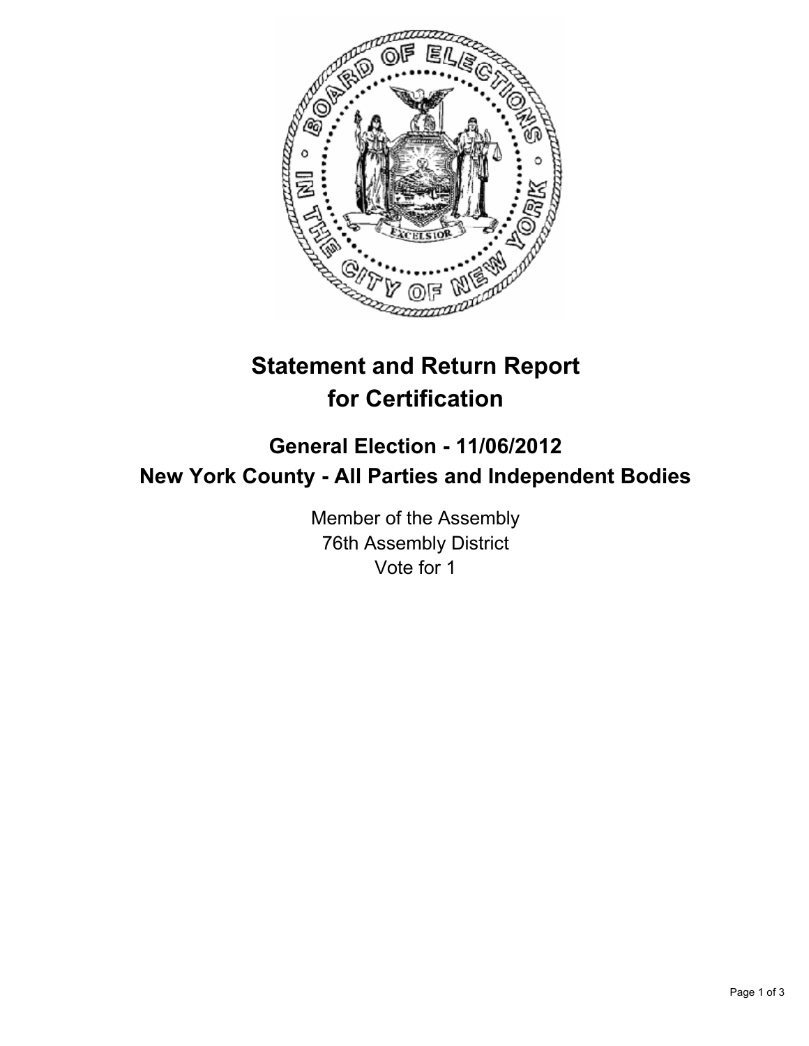# Statement and Return Report for Certification

## General Election - 11/06/2012
## New York County - All Parties and Independent Bodies

Member of the Assembly
76th Assembly District
Vote for 1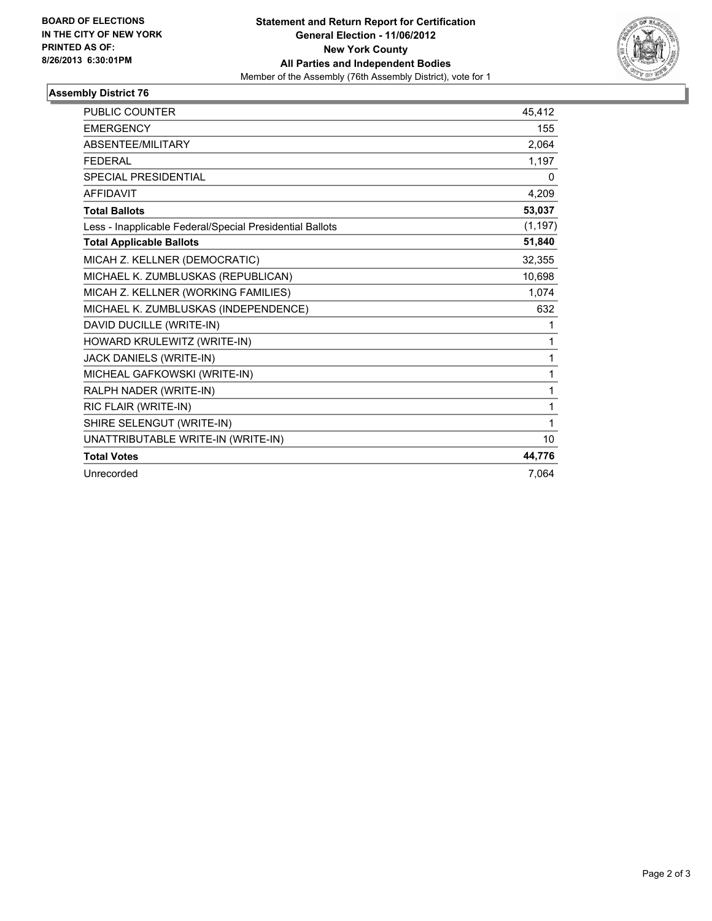**BOARD OF ELECTIONS IN THE CITY OF NEW YORK PRINTED AS OF: 8/26/2013 6:30:01PM**

**Statement and Return Report for Certification**
**General Election - 11/06/2012**
**New York County**
**All Parties and Independent Bodies**
Member of the Assembly (76th Assembly District), vote for 1

## Assembly District 76

| | |
|---|---|
| PUBLIC COUNTER | 45,412 |
| EMERGENCY | 155 |
| ABSENTEE/MILITARY | 2,064 |
| FEDERAL | 1,197 |
| SPECIAL PRESIDENTIAL | 0 |
| AFFIDAVIT | 4,209 |
| **Total Ballots** | **53,037** |
| Less - Inapplicable Federal/Special Presidential Ballots | (1,197) |
| **Total Applicable Ballots** | **51,840** |
| MICAH Z. KELLNER (DEMOCRATIC) | 32,355 |
| MICHAEL K. ZUMBLUSKAS (REPUBLICAN) | 10,698 |
| MICAH Z. KELLNER (WORKING FAMILIES) | 1,074 |
| MICHAEL K. ZUMBLUSKAS (INDEPENDENCE) | 632 |
| DAVID DUCILLE (WRITE-IN) | 1 |
| HOWARD KRULEWITZ (WRITE-IN) | 1 |
| JACK DANIELS (WRITE-IN) | 1 |
| MICHEAL GAFKOWSKI (WRITE-IN) | 1 |
| RALPH NADER (WRITE-IN) | 1 |
| RIC FLAIR (WRITE-IN) | 1 |
| SHIRE SELENGUT (WRITE-IN) | 1 |
| UNATTRIBUTABLE WRITE-IN (WRITE-IN) | 10 |
| **Total Votes** | **44,776** |
| Unrecorded | 7,064 |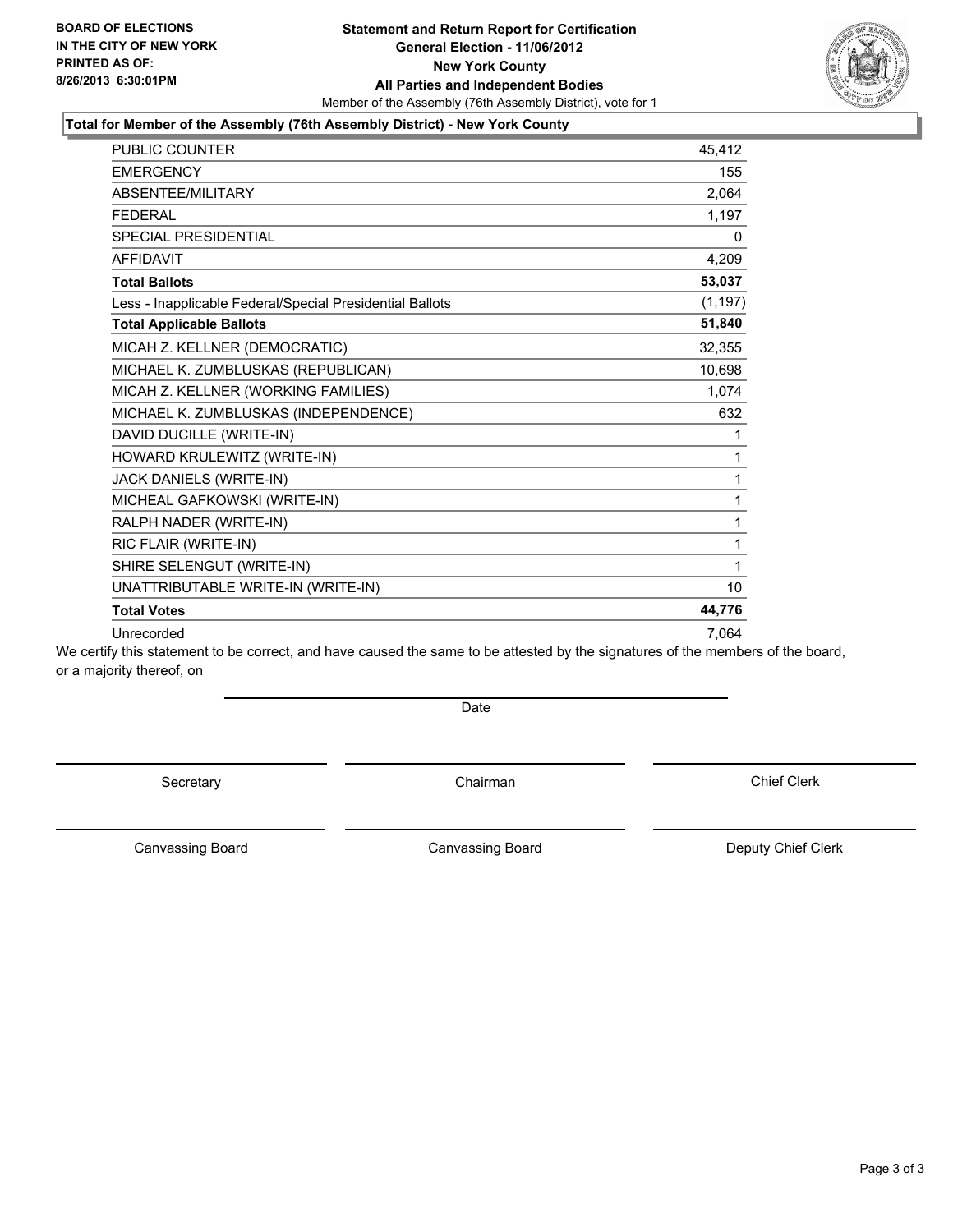**BOARD OF ELECTIONS IN THE CITY OF NEW YORK PRINTED AS OF: 8/26/2013 6:30:01PM**

**Statement and Return Report for Certification**
**General Election - 11/06/2012**
**New York County**
**All Parties and Independent Bodies**
Member of the Assembly (76th Assembly District), vote for 1

**Total for Member of the Assembly (76th Assembly District) - New York County**

| | |
|---|---|
| PUBLIC COUNTER | 45,412 |
| EMERGENCY | 155 |
| ABSENTEE/MILITARY | 2,064 |
| FEDERAL | 1,197 |
| SPECIAL PRESIDENTIAL | 0 |
| AFFIDAVIT | 4,209 |
| **Total Ballots** | **53,037** |
| Less - Inapplicable Federal/Special Presidential Ballots | (1,197) |
| **Total Applicable Ballots** | **51,840** |
| MICAH Z. KELLNER (DEMOCRATIC) | 32,355 |
| MICHAEL K. ZUMBLUSKAS (REPUBLICAN) | 10,698 |
| MICAH Z. KELLNER (WORKING FAMILIES) | 1,074 |
| MICHAEL K. ZUMBLUSKAS (INDEPENDENCE) | 632 |
| DAVID DUCILLE (WRITE-IN) | 1 |
| HOWARD KRULEWITZ (WRITE-IN) | 1 |
| JACK DANIELS (WRITE-IN) | 1 |
| MICHEAL GAFKOWSKI (WRITE-IN) | 1 |
| RALPH NADER (WRITE-IN) | 1 |
| RIC FLAIR (WRITE-IN) | 1 |
| SHIRE SELENGUT (WRITE-IN) | 1 |
| UNATTRIBUTABLE WRITE-IN (WRITE-IN) | 10 |
| **Total Votes** | **44,776** |
| Unrecorded | 7,064 |

We certify this statement to be correct, and have caused the same to be attested by the signatures of the members of the board, or a majority thereof, on

Date

Secretary &emsp; Chairman &emsp; Chief Clerk

Canvassing Board &emsp; Canvassing Board &emsp; Deputy Chief Clerk